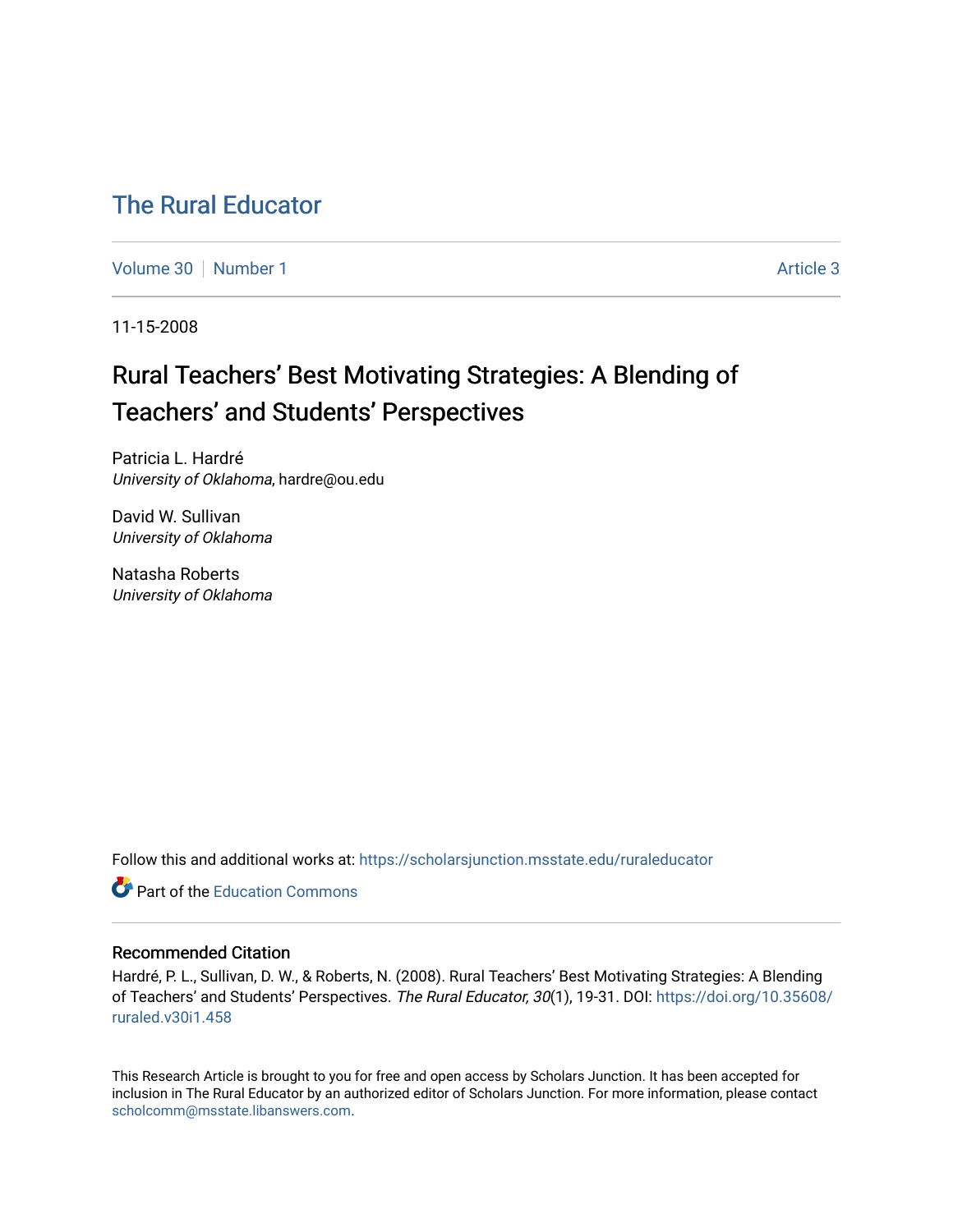# The Rural Educator

Volume 30 | Number 1 | Article 3

11-15-2008

## Rural Teachers' Best Motivating Strategies: A Blending of Teachers' and Students' Perspectives

Patricia L. Hardré
*University of Oklahoma*, hardre@ou.edu

David W. Sullivan
*University of Oklahoma*

Natasha Roberts
*University of Oklahoma*

Follow this and additional works at: https://scholarsjunction.msstate.edu/ruraleducator

Part of the Education Commons

### Recommended Citation

Hardré, P. L., Sullivan, D. W., & Roberts, N. (2008). Rural Teachers' Best Motivating Strategies: A Blending of Teachers' and Students' Perspectives. *The Rural Educator, 30*(1), 19-31. DOI: https://doi.org/10.35608/ruraled.v30i1.458

This Research Article is brought to you for free and open access by Scholars Junction. It has been accepted for inclusion in The Rural Educator by an authorized editor of Scholars Junction. For more information, please contact scholcomm@msstate.libanswers.com.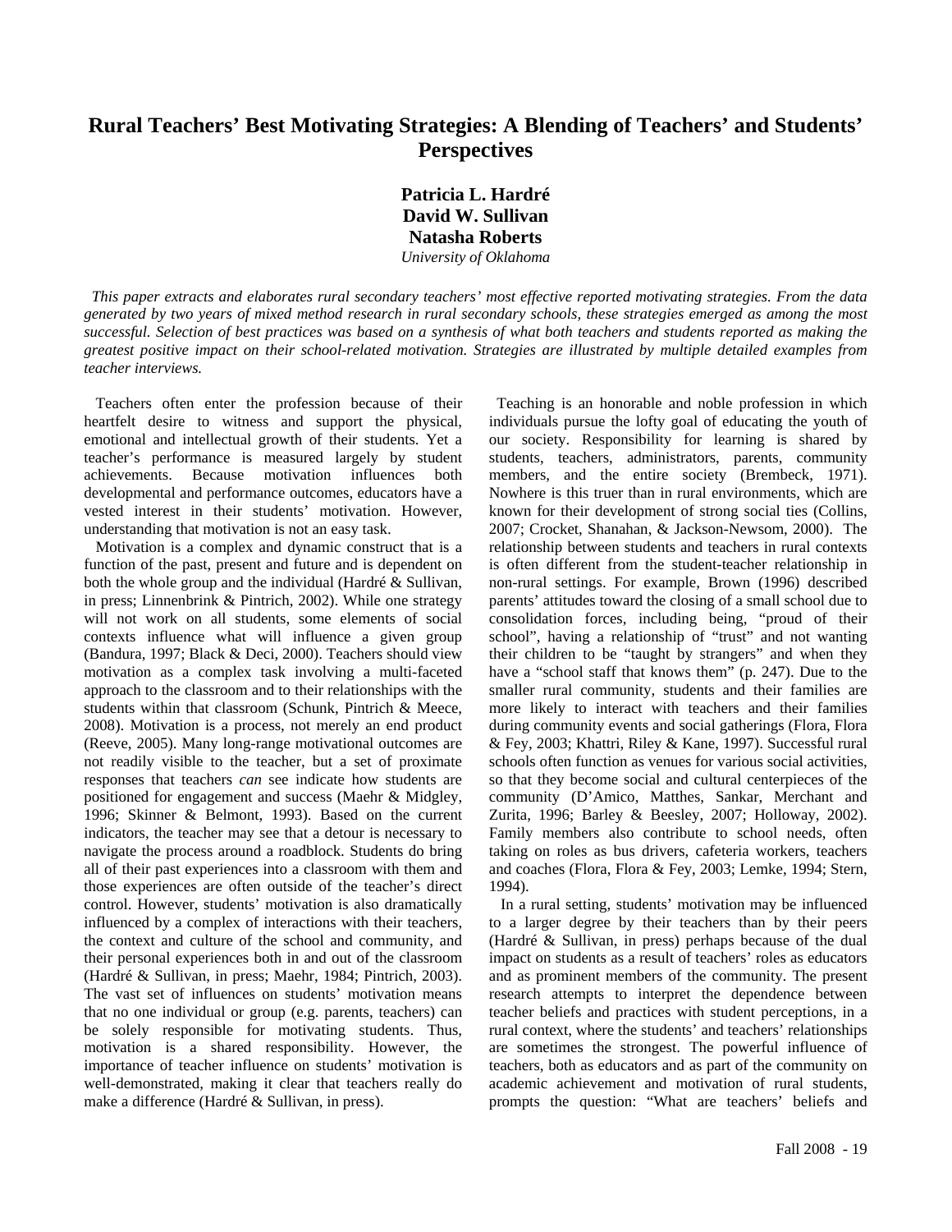# Rural Teachers' Best Motivating Strategies: A Blending of Teachers' and Students' Perspectives

**Patricia L. Hardré**
**David W. Sullivan**
**Natasha Roberts**
*University of Oklahoma*

*This paper extracts and elaborates rural secondary teachers' most effective reported motivating strategies. From the data generated by two years of mixed method research in rural secondary schools, these strategies emerged as among the most successful. Selection of best practices was based on a synthesis of what both teachers and students reported as making the greatest positive impact on their school-related motivation. Strategies are illustrated by multiple detailed examples from teacher interviews.*

Teachers often enter the profession because of their heartfelt desire to witness and support the physical, emotional and intellectual growth of their students. Yet a teacher's performance is measured largely by student achievements. Because motivation influences both developmental and performance outcomes, educators have a vested interest in their students' motivation. However, understanding that motivation is not an easy task.

Motivation is a complex and dynamic construct that is a function of the past, present and future and is dependent on both the whole group and the individual (Hardré & Sullivan, in press; Linnenbrink & Pintrich, 2002). While one strategy will not work on all students, some elements of social contexts influence what will influence a given group (Bandura, 1997; Black & Deci, 2000). Teachers should view motivation as a complex task involving a multi-faceted approach to the classroom and to their relationships with the students within that classroom (Schunk, Pintrich & Meece, 2008). Motivation is a process, not merely an end product (Reeve, 2005). Many long-range motivational outcomes are not readily visible to the teacher, but a set of proximate responses that teachers *can* see indicate how students are positioned for engagement and success (Maehr & Midgley, 1996; Skinner & Belmont, 1993). Based on the current indicators, the teacher may see that a detour is necessary to navigate the process around a roadblock. Students do bring all of their past experiences into a classroom with them and those experiences are often outside of the teacher's direct control. However, students' motivation is also dramatically influenced by a complex of interactions with their teachers, the context and culture of the school and community, and their personal experiences both in and out of the classroom (Hardré & Sullivan, in press; Maehr, 1984; Pintrich, 2003). The vast set of influences on students' motivation means that no one individual or group (e.g. parents, teachers) can be solely responsible for motivating students. Thus, motivation is a shared responsibility. However, the importance of teacher influence on students' motivation is well-demonstrated, making it clear that teachers really do make a difference (Hardré & Sullivan, in press).

Teaching is an honorable and noble profession in which individuals pursue the lofty goal of educating the youth of our society. Responsibility for learning is shared by students, teachers, administrators, parents, community members, and the entire society (Brembeck, 1971). Nowhere is this truer than in rural environments, which are known for their development of strong social ties (Collins, 2007; Crocket, Shanahan, & Jackson-Newsom, 2000). The relationship between students and teachers in rural contexts is often different from the student-teacher relationship in non-rural settings. For example, Brown (1996) described parents' attitudes toward the closing of a small school due to consolidation forces, including being, "proud of their school", having a relationship of "trust" and not wanting their children to be "taught by strangers" and when they have a "school staff that knows them" (p. 247). Due to the smaller rural community, students and their families are more likely to interact with teachers and their families during community events and social gatherings (Flora, Flora & Fey, 2003; Khattri, Riley & Kane, 1997). Successful rural schools often function as venues for various social activities, so that they become social and cultural centerpieces of the community (D'Amico, Matthes, Sankar, Merchant and Zurita, 1996; Barley & Beesley, 2007; Holloway, 2002). Family members also contribute to school needs, often taking on roles as bus drivers, cafeteria workers, teachers and coaches (Flora, Flora & Fey, 2003; Lemke, 1994; Stern, 1994).

In a rural setting, students' motivation may be influenced to a larger degree by their teachers than by their peers (Hardré & Sullivan, in press) perhaps because of the dual impact on students as a result of teachers' roles as educators and as prominent members of the community. The present research attempts to interpret the dependence between teacher beliefs and practices with student perceptions, in a rural context, where the students' and teachers' relationships are sometimes the strongest. The powerful influence of teachers, both as educators and as part of the community on academic achievement and motivation of rural students, prompts the question: "What are teachers' beliefs and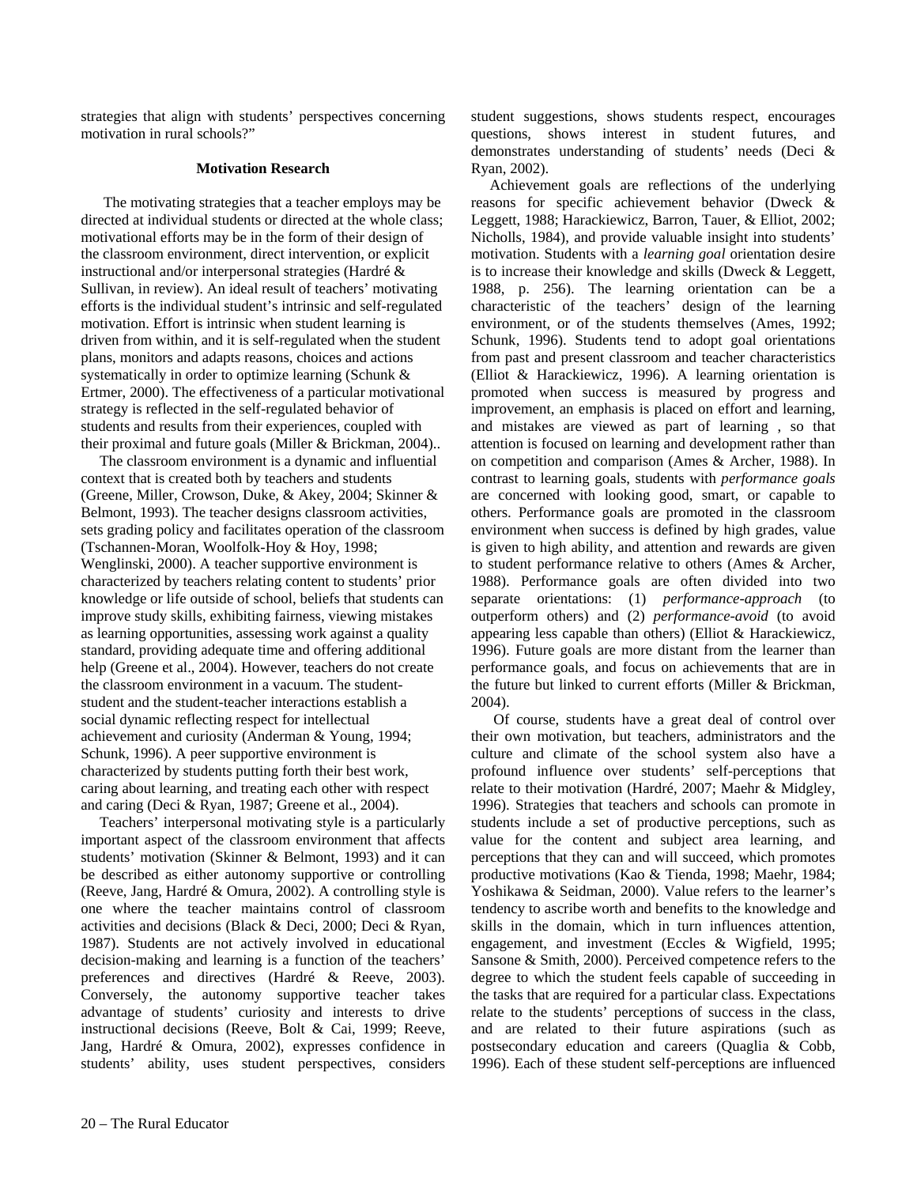strategies that align with students' perspectives concerning motivation in rural schools?"

## Motivation Research

The motivating strategies that a teacher employs may be directed at individual students or directed at the whole class; motivational efforts may be in the form of their design of the classroom environment, direct intervention, or explicit instructional and/or interpersonal strategies (Hardré & Sullivan, in review). An ideal result of teachers' motivating efforts is the individual student's intrinsic and self-regulated motivation. Effort is intrinsic when student learning is driven from within, and it is self-regulated when the student plans, monitors and adapts reasons, choices and actions systematically in order to optimize learning (Schunk & Ertmer, 2000). The effectiveness of a particular motivational strategy is reflected in the self-regulated behavior of students and results from their experiences, coupled with their proximal and future goals (Miller & Brickman, 2004)..

The classroom environment is a dynamic and influential context that is created both by teachers and students (Greene, Miller, Crowson, Duke, & Akey, 2004; Skinner & Belmont, 1993). The teacher designs classroom activities, sets grading policy and facilitates operation of the classroom (Tschannen-Moran, Woolfolk-Hoy & Hoy, 1998; Wenglinski, 2000). A teacher supportive environment is characterized by teachers relating content to students' prior knowledge or life outside of school, beliefs that students can improve study skills, exhibiting fairness, viewing mistakes as learning opportunities, assessing work against a quality standard, providing adequate time and offering additional help (Greene et al., 2004). However, teachers do not create the classroom environment in a vacuum. The student-student and the student-teacher interactions establish a social dynamic reflecting respect for intellectual achievement and curiosity (Anderman & Young, 1994; Schunk, 1996). A peer supportive environment is characterized by students putting forth their best work, caring about learning, and treating each other with respect and caring (Deci & Ryan, 1987; Greene et al., 2004).

Teachers' interpersonal motivating style is a particularly important aspect of the classroom environment that affects students' motivation (Skinner & Belmont, 1993) and it can be described as either autonomy supportive or controlling (Reeve, Jang, Hardré & Omura, 2002). A controlling style is one where the teacher maintains control of classroom activities and decisions (Black & Deci, 2000; Deci & Ryan, 1987). Students are not actively involved in educational decision-making and learning is a function of the teachers' preferences and directives (Hardré & Reeve, 2003). Conversely, the autonomy supportive teacher takes advantage of students' curiosity and interests to drive instructional decisions (Reeve, Bolt & Cai, 1999; Reeve, Jang, Hardré & Omura, 2002), expresses confidence in students' ability, uses student perspectives, considers student suggestions, shows students respect, encourages questions, shows interest in student futures, and demonstrates understanding of students' needs (Deci & Ryan, 2002).

Achievement goals are reflections of the underlying reasons for specific achievement behavior (Dweck & Leggett, 1988; Harackiewicz, Barron, Tauer, & Elliot, 2002; Nicholls, 1984), and provide valuable insight into students' motivation. Students with a *learning goal* orientation desire is to increase their knowledge and skills (Dweck & Leggett, 1988, p. 256). The learning orientation can be a characteristic of the teachers' design of the learning environment, or of the students themselves (Ames, 1992; Schunk, 1996). Students tend to adopt goal orientations from past and present classroom and teacher characteristics (Elliot & Harackiewicz, 1996). A learning orientation is promoted when success is measured by progress and improvement, an emphasis is placed on effort and learning, and mistakes are viewed as part of learning , so that attention is focused on learning and development rather than on competition and comparison (Ames & Archer, 1988). In contrast to learning goals, students with *performance goals* are concerned with looking good, smart, or capable to others. Performance goals are promoted in the classroom environment when success is defined by high grades, value is given to high ability, and attention and rewards are given to student performance relative to others (Ames & Archer, 1988). Performance goals are often divided into two separate orientations: (1) *performance-approach* (to outperform others) and (2) *performance-avoid* (to avoid appearing less capable than others) (Elliot & Harackiewicz, 1996). Future goals are more distant from the learner than performance goals, and focus on achievements that are in the future but linked to current efforts (Miller & Brickman, 2004).

Of course, students have a great deal of control over their own motivation, but teachers, administrators and the culture and climate of the school system also have a profound influence over students' self-perceptions that relate to their motivation (Hardré, 2007; Maehr & Midgley, 1996). Strategies that teachers and schools can promote in students include a set of productive perceptions, such as value for the content and subject area learning, and perceptions that they can and will succeed, which promotes productive motivations (Kao & Tienda, 1998; Maehr, 1984; Yoshikawa & Seidman, 2000). Value refers to the learner's tendency to ascribe worth and benefits to the knowledge and skills in the domain, which in turn influences attention, engagement, and investment (Eccles & Wigfield, 1995; Sansone & Smith, 2000). Perceived competence refers to the degree to which the student feels capable of succeeding in the tasks that are required for a particular class. Expectations relate to the students' perceptions of success in the class, and are related to their future aspirations (such as postsecondary education and careers (Quaglia & Cobb, 1996). Each of these student self-perceptions are influenced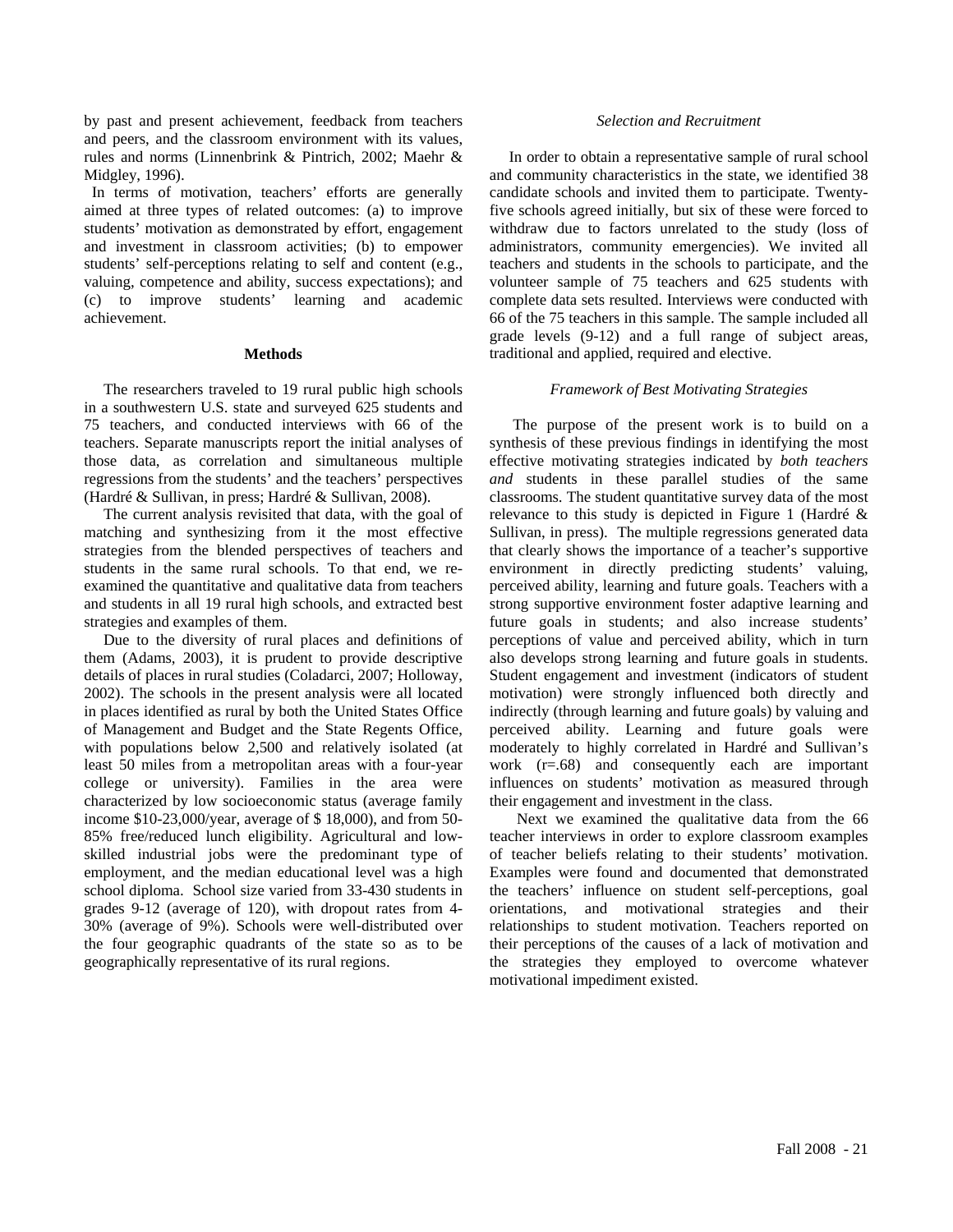by past and present achievement, feedback from teachers and peers, and the classroom environment with its values, rules and norms (Linnenbrink & Pintrich, 2002; Maehr & Midgley, 1996).

In terms of motivation, teachers' efforts are generally aimed at three types of related outcomes: (a) to improve students' motivation as demonstrated by effort, engagement and investment in classroom activities; (b) to empower students' self-perceptions relating to self and content (e.g., valuing, competence and ability, success expectations); and (c) to improve students' learning and academic achievement.

## Methods

The researchers traveled to 19 rural public high schools in a southwestern U.S. state and surveyed 625 students and 75 teachers, and conducted interviews with 66 of the teachers. Separate manuscripts report the initial analyses of those data, as correlation and simultaneous multiple regressions from the students' and the teachers' perspectives (Hardré & Sullivan, in press; Hardré & Sullivan, 2008).

The current analysis revisited that data, with the goal of matching and synthesizing from it the most effective strategies from the blended perspectives of teachers and students in the same rural schools. To that end, we re-examined the quantitative and qualitative data from teachers and students in all 19 rural high schools, and extracted best strategies and examples of them.

Due to the diversity of rural places and definitions of them (Adams, 2003), it is prudent to provide descriptive details of places in rural studies (Coladarci, 2007; Holloway, 2002). The schools in the present analysis were all located in places identified as rural by both the United States Office of Management and Budget and the State Regents Office, with populations below 2,500 and relatively isolated (at least 50 miles from a metropolitan areas with a four-year college or university). Families in the area were characterized by low socioeconomic status (average family income $10-23,000/year, average of $ 18,000), and from 50-85% free/reduced lunch eligibility. Agricultural and low-skilled industrial jobs were the predominant type of employment, and the median educational level was a high school diploma. School size varied from 33-430 students in grades 9-12 (average of 120), with dropout rates from 4-30% (average of 9%). Schools were well-distributed over the four geographic quadrants of the state so as to be geographically representative of its rural regions.

### *Selection and Recruitment*

In order to obtain a representative sample of rural school and community characteristics in the state, we identified 38 candidate schools and invited them to participate. Twenty-five schools agreed initially, but six of these were forced to withdraw due to factors unrelated to the study (loss of administrators, community emergencies). We invited all teachers and students in the schools to participate, and the volunteer sample of 75 teachers and 625 students with complete data sets resulted. Interviews were conducted with 66 of the 75 teachers in this sample. The sample included all grade levels (9-12) and a full range of subject areas, traditional and applied, required and elective.

### *Framework of Best Motivating Strategies*

The purpose of the present work is to build on a synthesis of these previous findings in identifying the most effective motivating strategies indicated by *both teachers and* students in these parallel studies of the same classrooms. The student quantitative survey data of the most relevance to this study is depicted in Figure 1 (Hardré & Sullivan, in press). The multiple regressions generated data that clearly shows the importance of a teacher's supportive environment in directly predicting students' valuing, perceived ability, learning and future goals. Teachers with a strong supportive environment foster adaptive learning and future goals in students; and also increase students' perceptions of value and perceived ability, which in turn also develops strong learning and future goals in students. Student engagement and investment (indicators of student motivation) were strongly influenced both directly and indirectly (through learning and future goals) by valuing and perceived ability. Learning and future goals were moderately to highly correlated in Hardré and Sullivan's work ($r=.68$) and consequently each are important influences on students' motivation as measured through their engagement and investment in the class.

Next we examined the qualitative data from the 66 teacher interviews in order to explore classroom examples of teacher beliefs relating to their students' motivation. Examples were found and documented that demonstrated the teachers' influence on student self-perceptions, goal orientations, and motivational strategies and their relationships to student motivation. Teachers reported on their perceptions of the causes of a lack of motivation and the strategies they employed to overcome whatever motivational impediment existed.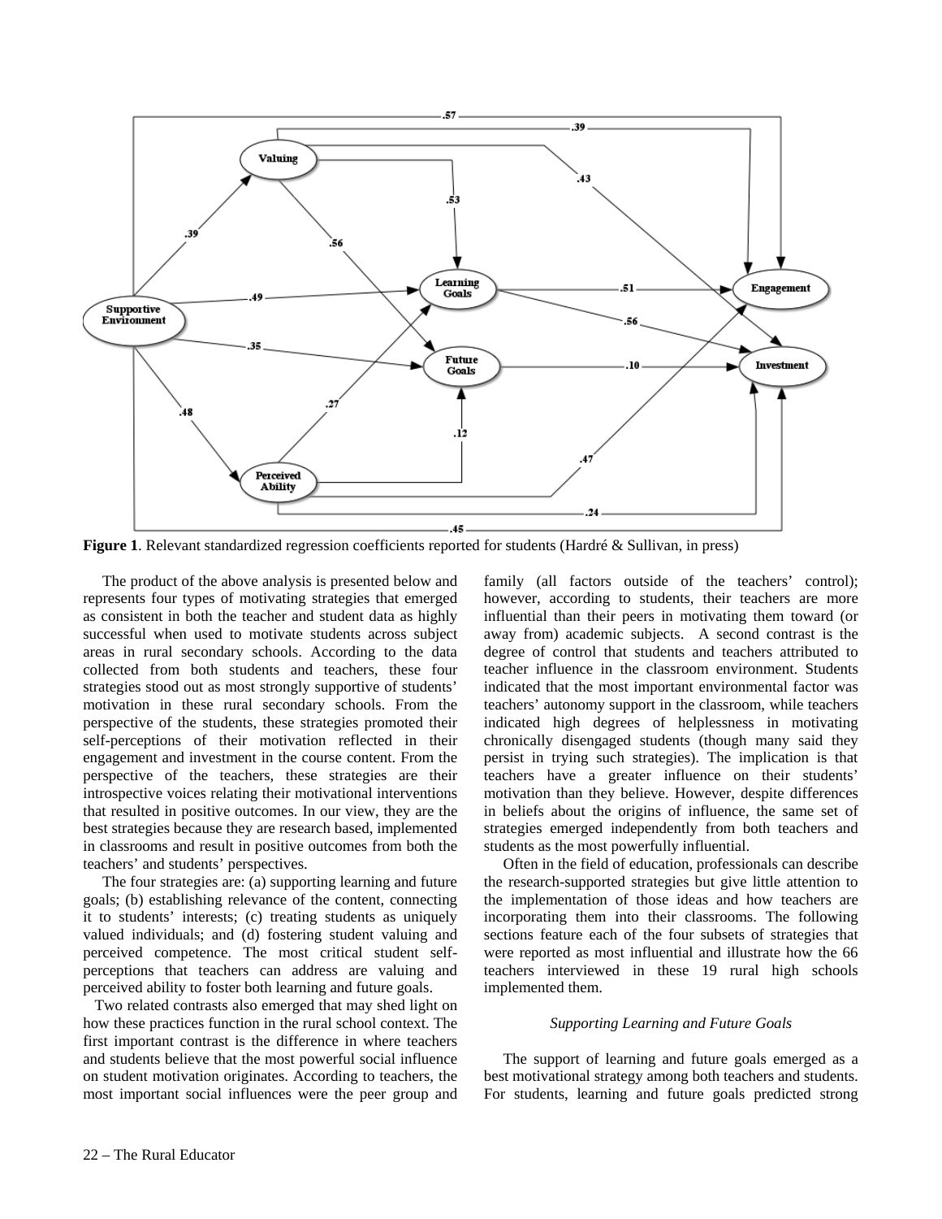**Figure 1**. Relevant standardized regression coefficients reported for students (Hardré & Sullivan, in press)

The product of the above analysis is presented below and represents four types of motivating strategies that emerged as consistent in both the teacher and student data as highly successful when used to motivate students across subject areas in rural secondary schools. According to the data collected from both students and teachers, these four strategies stood out as most strongly supportive of students' motivation in these rural secondary schools. From the perspective of the students, these strategies promoted their self-perceptions of their motivation reflected in their engagement and investment in the course content. From the perspective of the teachers, these strategies are their introspective voices relating their motivational interventions that resulted in positive outcomes. In our view, they are the best strategies because they are research based, implemented in classrooms and result in positive outcomes from both the teachers' and students' perspectives.

The four strategies are: (a) supporting learning and future goals; (b) establishing relevance of the content, connecting it to students' interests; (c) treating students as uniquely valued individuals; and (d) fostering student valuing and perceived competence. The most critical student self-perceptions that teachers can address are valuing and perceived ability to foster both learning and future goals.

Two related contrasts also emerged that may shed light on how these practices function in the rural school context. The first important contrast is the difference in where teachers and students believe that the most powerful social influence on student motivation originates. According to teachers, the most important social influences were the peer group and family (all factors outside of the teachers' control); however, according to students, their teachers are more influential than their peers in motivating them toward (or away from) academic subjects. A second contrast is the degree of control that students and teachers attributed to teacher influence in the classroom environment. Students indicated that the most important environmental factor was teachers' autonomy support in the classroom, while teachers indicated high degrees of helplessness in motivating chronically disengaged students (though many said they persist in trying such strategies). The implication is that teachers have a greater influence on their students' motivation than they believe. However, despite differences in beliefs about the origins of influence, the same set of strategies emerged independently from both teachers and students as the most powerfully influential.

Often in the field of education, professionals can describe the research-supported strategies but give little attention to the implementation of those ideas and how teachers are incorporating them into their classrooms. The following sections feature each of the four subsets of strategies that were reported as most influential and illustrate how the 66 teachers interviewed in these 19 rural high schools implemented them.

### *Supporting Learning and Future Goals*

The support of learning and future goals emerged as a best motivational strategy among both teachers and students. For students, learning and future goals predicted strong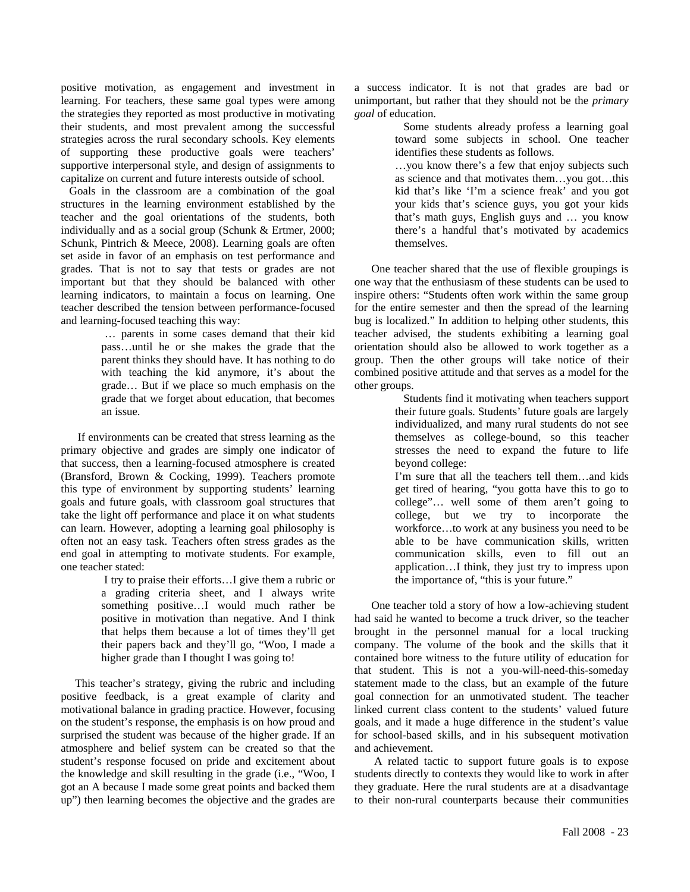positive motivation, as engagement and investment in learning. For teachers, these same goal types were among the strategies they reported as most productive in motivating their students, and most prevalent among the successful strategies across the rural secondary schools. Key elements of supporting these productive goals were teachers' supportive interpersonal style, and design of assignments to capitalize on current and future interests outside of school.

Goals in the classroom are a combination of the goal structures in the learning environment established by the teacher and the goal orientations of the students, both individually and as a social group (Schunk & Ertmer, 2000; Schunk, Pintrich & Meece, 2008). Learning goals are often set aside in favor of an emphasis on test performance and grades. That is not to say that tests or grades are not important but that they should be balanced with other learning indicators, to maintain a focus on learning. One teacher described the tension between performance-focused and learning-focused teaching this way:

> … parents in some cases demand that their kid pass…until he or she makes the grade that the parent thinks they should have. It has nothing to do with teaching the kid anymore, it's about the grade… But if we place so much emphasis on the grade that we forget about education, that becomes an issue.

If environments can be created that stress learning as the primary objective and grades are simply one indicator of that success, then a learning-focused atmosphere is created (Bransford, Brown & Cocking, 1999). Teachers promote this type of environment by supporting students' learning goals and future goals, with classroom goal structures that take the light off performance and place it on what students can learn. However, adopting a learning goal philosophy is often not an easy task. Teachers often stress grades as the end goal in attempting to motivate students. For example, one teacher stated:

> I try to praise their efforts…I give them a rubric or a grading criteria sheet, and I always write something positive…I would much rather be positive in motivation than negative. And I think that helps them because a lot of times they'll get their papers back and they'll go, "Woo, I made a higher grade than I thought I was going to!

This teacher's strategy, giving the rubric and including positive feedback, is a great example of clarity and motivational balance in grading practice. However, focusing on the student's response, the emphasis is on how proud and surprised the student was because of the higher grade. If an atmosphere and belief system can be created so that the student's response focused on pride and excitement about the knowledge and skill resulting in the grade (i.e., "Woo, I got an A because I made some great points and backed them up") then learning becomes the objective and the grades are a success indicator. It is not that grades are bad or unimportant, but rather that they should not be the *primary goal* of education.

Some students already profess a learning goal toward some subjects in school. One teacher identifies these students as follows.

> …you know there's a few that enjoy subjects such as science and that motivates them…you got…this kid that's like 'I'm a science freak' and you got your kids that's science guys, you got your kids that's math guys, English guys and … you know there's a handful that's motivated by academics themselves.

One teacher shared that the use of flexible groupings is one way that the enthusiasm of these students can be used to inspire others: "Students often work within the same group for the entire semester and then the spread of the learning bug is localized." In addition to helping other students, this teacher advised, the students exhibiting a learning goal orientation should also be allowed to work together as a group. Then the other groups will take notice of their combined positive attitude and that serves as a model for the other groups.

Students find it motivating when teachers support their future goals. Students' future goals are largely individualized, and many rural students do not see themselves as college-bound, so this teacher stresses the need to expand the future to life beyond college:

> I'm sure that all the teachers tell them…and kids get tired of hearing, "you gotta have this to go to college"… well some of them aren't going to college, but we try to incorporate the workforce…to work at any business you need to be able to be have communication skills, written communication skills, even to fill out an application…I think, they just try to impress upon the importance of, "this is your future."

One teacher told a story of how a low-achieving student had said he wanted to become a truck driver, so the teacher brought in the personnel manual for a local trucking company. The volume of the book and the skills that it contained bore witness to the future utility of education for that student. This is not a you-will-need-this-someday statement made to the class, but an example of the future goal connection for an unmotivated student. The teacher linked current class content to the students' valued future goals, and it made a huge difference in the student's value for school-based skills, and in his subsequent motivation and achievement.

A related tactic to support future goals is to expose students directly to contexts they would like to work in after they graduate. Here the rural students are at a disadvantage to their non-rural counterparts because their communities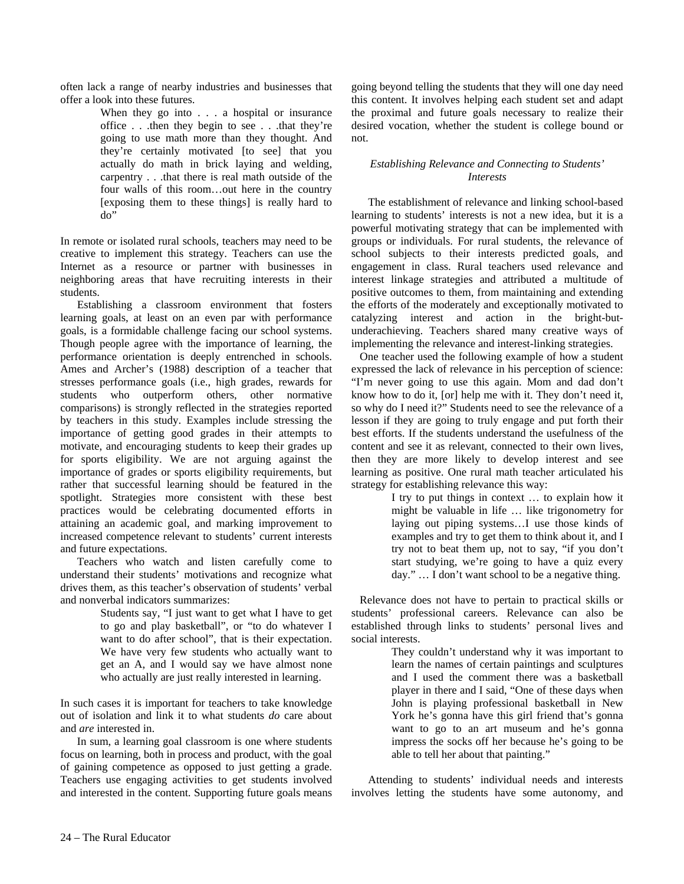often lack a range of nearby industries and businesses that offer a look into these futures.

> When they go into . . . a hospital or insurance office . . .then they begin to see . . .that they're going to use math more than they thought. And they're certainly motivated [to see] that you actually do math in brick laying and welding, carpentry . . .that there is real math outside of the four walls of this room…out here in the country [exposing them to these things] is really hard to do"

In remote or isolated rural schools, teachers may need to be creative to implement this strategy. Teachers can use the Internet as a resource or partner with businesses in neighboring areas that have recruiting interests in their students.

Establishing a classroom environment that fosters learning goals, at least on an even par with performance goals, is a formidable challenge facing our school systems. Though people agree with the importance of learning, the performance orientation is deeply entrenched in schools. Ames and Archer's (1988) description of a teacher that stresses performance goals (i.e., high grades, rewards for students who outperform others, other normative comparisons) is strongly reflected in the strategies reported by teachers in this study. Examples include stressing the importance of getting good grades in their attempts to motivate, and encouraging students to keep their grades up for sports eligibility. We are not arguing against the importance of grades or sports eligibility requirements, but rather that successful learning should be featured in the spotlight. Strategies more consistent with these best practices would be celebrating documented efforts in attaining an academic goal, and marking improvement to increased competence relevant to students' current interests and future expectations.

Teachers who watch and listen carefully come to understand their students' motivations and recognize what drives them, as this teacher's observation of students' verbal and nonverbal indicators summarizes:

> Students say, "I just want to get what I have to get to go and play basketball", or "to do whatever I want to do after school", that is their expectation. We have very few students who actually want to get an A, and I would say we have almost none who actually are just really interested in learning.

In such cases it is important for teachers to take knowledge out of isolation and link it to what students *do* care about and *are* interested in.

In sum, a learning goal classroom is one where students focus on learning, both in process and product, with the goal of gaining competence as opposed to just getting a grade. Teachers use engaging activities to get students involved and interested in the content. Supporting future goals means going beyond telling the students that they will one day need this content. It involves helping each student set and adapt the proximal and future goals necessary to realize their desired vocation, whether the student is college bound or not.

### *Establishing Relevance and Connecting to Students' Interests*

The establishment of relevance and linking school-based learning to students' interests is not a new idea, but it is a powerful motivating strategy that can be implemented with groups or individuals. For rural students, the relevance of school subjects to their interests predicted goals, and engagement in class. Rural teachers used relevance and interest linkage strategies and attributed a multitude of positive outcomes to them, from maintaining and extending the efforts of the moderately and exceptionally motivated to catalyzing interest and action in the bright-but-underachieving. Teachers shared many creative ways of implementing the relevance and interest-linking strategies.

One teacher used the following example of how a student expressed the lack of relevance in his perception of science: "I'm never going to use this again. Mom and dad don't know how to do it, [or] help me with it. They don't need it, so why do I need it?" Students need to see the relevance of a lesson if they are going to truly engage and put forth their best efforts. If the students understand the usefulness of the content and see it as relevant, connected to their own lives, then they are more likely to develop interest and see learning as positive. One rural math teacher articulated his strategy for establishing relevance this way:

> I try to put things in context … to explain how it might be valuable in life … like trigonometry for laying out piping systems…I use those kinds of examples and try to get them to think about it, and I try not to beat them up, not to say, "if you don't start studying, we're going to have a quiz every day." … I don't want school to be a negative thing.

Relevance does not have to pertain to practical skills or students' professional careers. Relevance can also be established through links to students' personal lives and social interests.

> They couldn't understand why it was important to learn the names of certain paintings and sculptures and I used the comment there was a basketball player in there and I said, "One of these days when John is playing professional basketball in New York he's gonna have this girl friend that's gonna want to go to an art museum and he's gonna impress the socks off her because he's going to be able to tell her about that painting."

Attending to students' individual needs and interests involves letting the students have some autonomy, and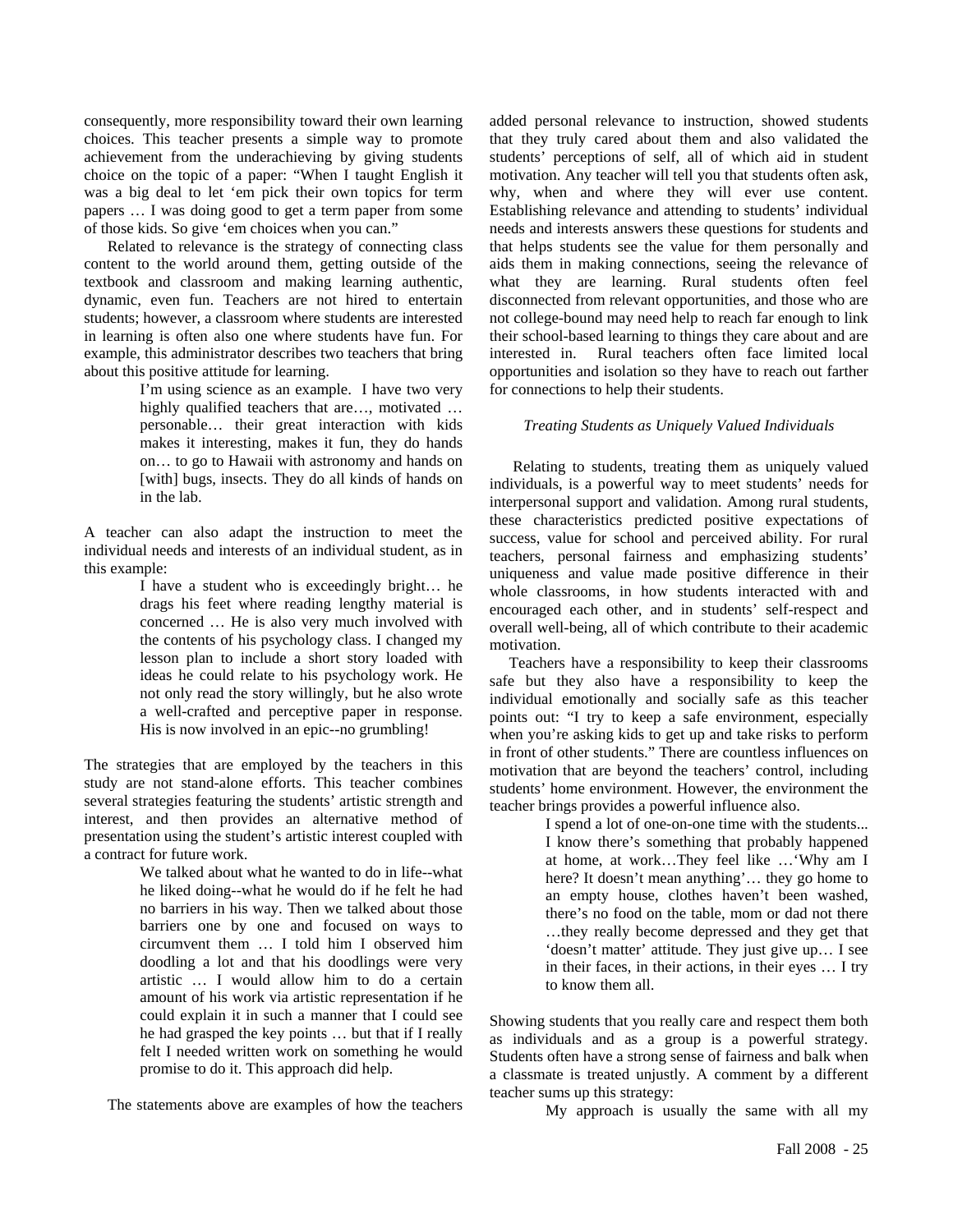consequently, more responsibility toward their own learning choices. This teacher presents a simple way to promote achievement from the underachieving by giving students choice on the topic of a paper: "When I taught English it was a big deal to let 'em pick their own topics for term papers … I was doing good to get a term paper from some of those kids. So give 'em choices when you can."

Related to relevance is the strategy of connecting class content to the world around them, getting outside of the textbook and classroom and making learning authentic, dynamic, even fun. Teachers are not hired to entertain students; however, a classroom where students are interested in learning is often also one where students have fun. For example, this administrator describes two teachers that bring about this positive attitude for learning.

> I'm using science as an example. I have two very highly qualified teachers that are…, motivated … personable… their great interaction with kids makes it interesting, makes it fun, they do hands on… to go to Hawaii with astronomy and hands on [with] bugs, insects. They do all kinds of hands on in the lab.

A teacher can also adapt the instruction to meet the individual needs and interests of an individual student, as in this example:

> I have a student who is exceedingly bright… he drags his feet where reading lengthy material is concerned … He is also very much involved with the contents of his psychology class. I changed my lesson plan to include a short story loaded with ideas he could relate to his psychology work. He not only read the story willingly, but he also wrote a well-crafted and perceptive paper in response. His is now involved in an epic--no grumbling!

The strategies that are employed by the teachers in this study are not stand-alone efforts. This teacher combines several strategies featuring the students' artistic strength and interest, and then provides an alternative method of presentation using the student's artistic interest coupled with a contract for future work.

> We talked about what he wanted to do in life--what he liked doing--what he would do if he felt he had no barriers in his way. Then we talked about those barriers one by one and focused on ways to circumvent them … I told him I observed him doodling a lot and that his doodlings were very artistic … I would allow him to do a certain amount of his work via artistic representation if he could explain it in such a manner that I could see he had grasped the key points … but that if I really felt I needed written work on something he would promise to do it. This approach did help.

The statements above are examples of how the teachers added personal relevance to instruction, showed students that they truly cared about them and also validated the students' perceptions of self, all of which aid in student motivation. Any teacher will tell you that students often ask, why, when and where they will ever use content. Establishing relevance and attending to students' individual needs and interests answers these questions for students and that helps students see the value for them personally and aids them in making connections, seeing the relevance of what they are learning. Rural students often feel disconnected from relevant opportunities, and those who are not college-bound may need help to reach far enough to link their school-based learning to things they care about and are interested in. Rural teachers often face limited local opportunities and isolation so they have to reach out farther for connections to help their students.

*Treating Students as Uniquely Valued Individuals*

Relating to students, treating them as uniquely valued individuals, is a powerful way to meet students' needs for interpersonal support and validation. Among rural students, these characteristics predicted positive expectations of success, value for school and perceived ability. For rural teachers, personal fairness and emphasizing students' uniqueness and value made positive difference in their whole classrooms, in how students interacted with and encouraged each other, and in students' self-respect and overall well-being, all of which contribute to their academic motivation.

Teachers have a responsibility to keep their classrooms safe but they also have a responsibility to keep the individual emotionally and socially safe as this teacher points out: "I try to keep a safe environment, especially when you're asking kids to get up and take risks to perform in front of other students." There are countless influences on motivation that are beyond the teachers' control, including students' home environment. However, the environment the teacher brings provides a powerful influence also.

> I spend a lot of one-on-one time with the students... I know there's something that probably happened at home, at work…They feel like …'Why am I here? It doesn't mean anything'… they go home to an empty house, clothes haven't been washed, there's no food on the table, mom or dad not there …they really become depressed and they get that 'doesn't matter' attitude. They just give up… I see in their faces, in their actions, in their eyes … I try to know them all.

Showing students that you really care and respect them both as individuals and as a group is a powerful strategy. Students often have a strong sense of fairness and balk when a classmate is treated unjustly. A comment by a different teacher sums up this strategy:

> My approach is usually the same with all my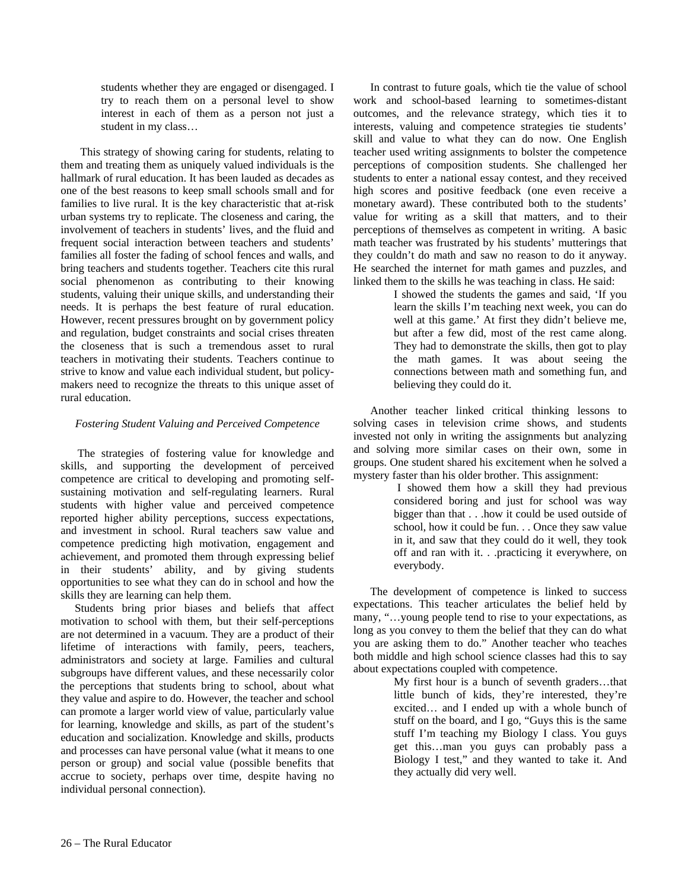> students whether they are engaged or disengaged. I try to reach them on a personal level to show interest in each of them as a person not just a student in my class…

This strategy of showing caring for students, relating to them and treating them as uniquely valued individuals is the hallmark of rural education. It has been lauded as decades as one of the best reasons to keep small schools small and for families to live rural. It is the key characteristic that at-risk urban systems try to replicate. The closeness and caring, the involvement of teachers in students' lives, and the fluid and frequent social interaction between teachers and students' families all foster the fading of school fences and walls, and bring teachers and students together. Teachers cite this rural social phenomenon as contributing to their knowing students, valuing their unique skills, and understanding their needs. It is perhaps the best feature of rural education. However, recent pressures brought on by government policy and regulation, budget constraints and social crises threaten the closeness that is such a tremendous asset to rural teachers in motivating their students. Teachers continue to strive to know and value each individual student, but policy-makers need to recognize the threats to this unique asset of rural education.

*Fostering Student Valuing and Perceived Competence*

The strategies of fostering value for knowledge and skills, and supporting the development of perceived competence are critical to developing and promoting self-sustaining motivation and self-regulating learners. Rural students with higher value and perceived competence reported higher ability perceptions, success expectations, and investment in school. Rural teachers saw value and competence predicting high motivation, engagement and achievement, and promoted them through expressing belief in their students' ability, and by giving students opportunities to see what they can do in school and how the skills they are learning can help them.

Students bring prior biases and beliefs that affect motivation to school with them, but their self-perceptions are not determined in a vacuum. They are a product of their lifetime of interactions with family, peers, teachers, administrators and society at large. Families and cultural subgroups have different values, and these necessarily color the perceptions that students bring to school, about what they value and aspire to do. However, the teacher and school can promote a larger world view of value, particularly value for learning, knowledge and skills, as part of the student's education and socialization. Knowledge and skills, products and processes can have personal value (what it means to one person or group) and social value (possible benefits that accrue to society, perhaps over time, despite having no individual personal connection).

In contrast to future goals, which tie the value of school work and school-based learning to sometimes-distant outcomes, and the relevance strategy, which ties it to interests, valuing and competence strategies tie students' skill and value to what they can do now. One English teacher used writing assignments to bolster the competence perceptions of composition students. She challenged her students to enter a national essay contest, and they received high scores and positive feedback (one even receive a monetary award). These contributed both to the students' value for writing as a skill that matters, and to their perceptions of themselves as competent in writing. A basic math teacher was frustrated by his students' mutterings that they couldn't do math and saw no reason to do it anyway. He searched the internet for math games and puzzles, and linked them to the skills he was teaching in class. He said:

> I showed the students the games and said, 'If you learn the skills I'm teaching next week, you can do well at this game.' At first they didn't believe me, but after a few did, most of the rest came along. They had to demonstrate the skills, then got to play the math games. It was about seeing the connections between math and something fun, and believing they could do it.

Another teacher linked critical thinking lessons to solving cases in television crime shows, and students invested not only in writing the assignments but analyzing and solving more similar cases on their own, some in groups. One student shared his excitement when he solved a mystery faster than his older brother. This assignment:

> I showed them how a skill they had previous considered boring and just for school was way bigger than that . . .how it could be used outside of school, how it could be fun. . . Once they saw value in it, and saw that they could do it well, they took off and ran with it. . .practicing it everywhere, on everybody.

The development of competence is linked to success expectations. This teacher articulates the belief held by many, "…young people tend to rise to your expectations, as long as you convey to them the belief that they can do what you are asking them to do." Another teacher who teaches both middle and high school science classes had this to say about expectations coupled with competence.

> My first hour is a bunch of seventh graders…that little bunch of kids, they're interested, they're excited… and I ended up with a whole bunch of stuff on the board, and I go, "Guys this is the same stuff I'm teaching my Biology I class. You guys get this…man you guys can probably pass a Biology I test," and they wanted to take it. And they actually did very well.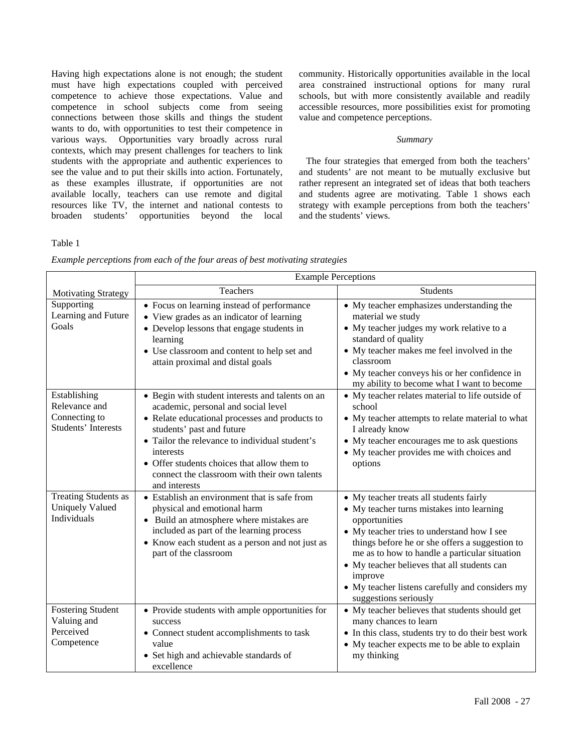Having high expectations alone is not enough; the student must have high expectations coupled with perceived competence to achieve those expectations. Value and competence in school subjects come from seeing connections between those skills and things the student wants to do, with opportunities to test their competence in various ways. Opportunities vary broadly across rural contexts, which may present challenges for teachers to link students with the appropriate and authentic experiences to see the value and to put their skills into action. Fortunately, as these examples illustrate, if opportunities are not available locally, teachers can use remote and digital resources like TV, the internet and national contests to broaden students' opportunities beyond the local community. Historically opportunities available in the local area constrained instructional options for many rural schools, but with more consistently available and readily accessible resources, more possibilities exist for promoting value and competence perceptions.

*Summary*

The four strategies that emerged from both the teachers' and students' are not meant to be mutually exclusive but rather represent an integrated set of ideas that both teachers and students agree are motivating. Table 1 shows each strategy with example perceptions from both the teachers' and the students' views.

Table 1

*Example perceptions from each of the four areas of best motivating strategies*

| | Example Perceptions | |
|---|---|---|
| Motivating Strategy | Teachers | Students |
| Supporting Learning and Future Goals | • Focus on learning instead of performance<br>• View grades as an indicator of learning<br>• Develop lessons that engage students in learning<br>• Use classroom and content to help set and attain proximal and distal goals | • My teacher emphasizes understanding the material we study<br>• My teacher judges my work relative to a standard of quality<br>• My teacher makes me feel involved in the classroom<br>• My teacher conveys his or her confidence in my ability to become what I want to become |
| Establishing Relevance and Connecting to Students' Interests | • Begin with student interests and talents on an academic, personal and social level<br>• Relate educational processes and products to students' past and future<br>• Tailor the relevance to individual student's interests<br>• Offer students choices that allow them to connect the classroom with their own talents and interests | • My teacher relates material to life outside of school<br>• My teacher attempts to relate material to what I already know<br>• My teacher encourages me to ask questions<br>• My teacher provides me with choices and options |
| Treating Students as Uniquely Valued Individuals | • Establish an environment that is safe from physical and emotional harm<br>• Build an atmosphere where mistakes are included as part of the learning process<br>• Know each student as a person and not just as part of the classroom | • My teacher treats all students fairly<br>• My teacher turns mistakes into learning opportunities<br>• My teacher tries to understand how I see things before he or she offers a suggestion to me as to how to handle a particular situation<br>• My teacher believes that all students can improve<br>• My teacher listens carefully and considers my suggestions seriously |
| Fostering Student Valuing and Perceived Competence | • Provide students with ample opportunities for success<br>• Connect student accomplishments to task value<br>• Set high and achievable standards of excellence | • My teacher believes that students should get many chances to learn<br>• In this class, students try to do their best work<br>• My teacher expects me to be able to explain my thinking |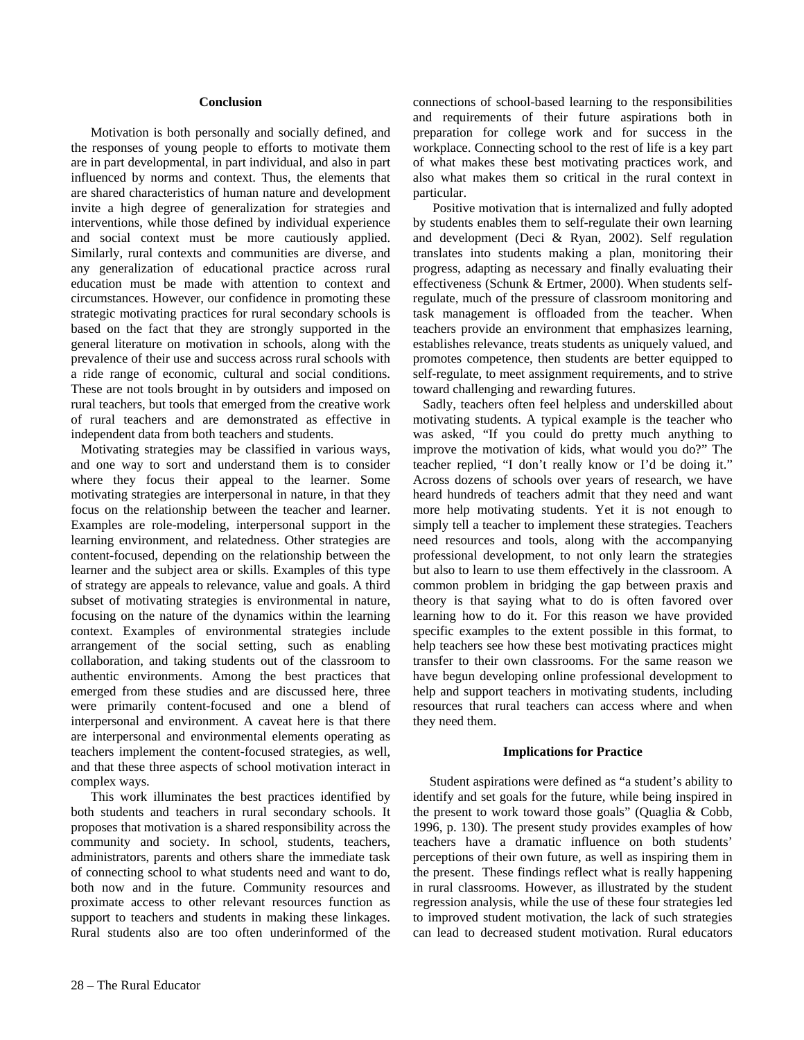## Conclusion

Motivation is both personally and socially defined, and the responses of young people to efforts to motivate them are in part developmental, in part individual, and also in part influenced by norms and context. Thus, the elements that are shared characteristics of human nature and development invite a high degree of generalization for strategies and interventions, while those defined by individual experience and social context must be more cautiously applied. Similarly, rural contexts and communities are diverse, and any generalization of educational practice across rural education must be made with attention to context and circumstances. However, our confidence in promoting these strategic motivating practices for rural secondary schools is based on the fact that they are strongly supported in the general literature on motivation in schools, along with the prevalence of their use and success across rural schools with a ride range of economic, cultural and social conditions. These are not tools brought in by outsiders and imposed on rural teachers, but tools that emerged from the creative work of rural teachers and are demonstrated as effective in independent data from both teachers and students.

Motivating strategies may be classified in various ways, and one way to sort and understand them is to consider where they focus their appeal to the learner. Some motivating strategies are interpersonal in nature, in that they focus on the relationship between the teacher and learner. Examples are role-modeling, interpersonal support in the learning environment, and relatedness. Other strategies are content-focused, depending on the relationship between the learner and the subject area or skills. Examples of this type of strategy are appeals to relevance, value and goals. A third subset of motivating strategies is environmental in nature, focusing on the nature of the dynamics within the learning context. Examples of environmental strategies include arrangement of the social setting, such as enabling collaboration, and taking students out of the classroom to authentic environments. Among the best practices that emerged from these studies and are discussed here, three were primarily content-focused and one a blend of interpersonal and environment. A caveat here is that there are interpersonal and environmental elements operating as teachers implement the content-focused strategies, as well, and that these three aspects of school motivation interact in complex ways.

This work illuminates the best practices identified by both students and teachers in rural secondary schools. It proposes that motivation is a shared responsibility across the community and society. In school, students, teachers, administrators, parents and others share the immediate task of connecting school to what students need and want to do, both now and in the future. Community resources and proximate access to other relevant resources function as support to teachers and students in making these linkages. Rural students also are too often underinformed of the connections of school-based learning to the responsibilities and requirements of their future aspirations both in preparation for college work and for success in the workplace. Connecting school to the rest of life is a key part of what makes these best motivating practices work, and also what makes them so critical in the rural context in particular.

Positive motivation that is internalized and fully adopted by students enables them to self-regulate their own learning and development (Deci & Ryan, 2002). Self regulation translates into students making a plan, monitoring their progress, adapting as necessary and finally evaluating their effectiveness (Schunk & Ertmer, 2000). When students self-regulate, much of the pressure of classroom monitoring and task management is offloaded from the teacher. When teachers provide an environment that emphasizes learning, establishes relevance, treats students as uniquely valued, and promotes competence, then students are better equipped to self-regulate, to meet assignment requirements, and to strive toward challenging and rewarding futures.

Sadly, teachers often feel helpless and underskilled about motivating students. A typical example is the teacher who was asked, "If you could do pretty much anything to improve the motivation of kids, what would you do?" The teacher replied, "I don't really know or I'd be doing it." Across dozens of schools over years of research, we have heard hundreds of teachers admit that they need and want more help motivating students. Yet it is not enough to simply tell a teacher to implement these strategies. Teachers need resources and tools, along with the accompanying professional development, to not only learn the strategies but also to learn to use them effectively in the classroom. A common problem in bridging the gap between praxis and theory is that saying what to do is often favored over learning how to do it. For this reason we have provided specific examples to the extent possible in this format, to help teachers see how these best motivating practices might transfer to their own classrooms. For the same reason we have begun developing online professional development to help and support teachers in motivating students, including resources that rural teachers can access where and when they need them.

## Implications for Practice

Student aspirations were defined as "a student's ability to identify and set goals for the future, while being inspired in the present to work toward those goals" (Quaglia & Cobb, 1996, p. 130). The present study provides examples of how teachers have a dramatic influence on both students' perceptions of their own future, as well as inspiring them in the present. These findings reflect what is really happening in rural classrooms. However, as illustrated by the student regression analysis, while the use of these four strategies led to improved student motivation, the lack of such strategies can lead to decreased student motivation. Rural educators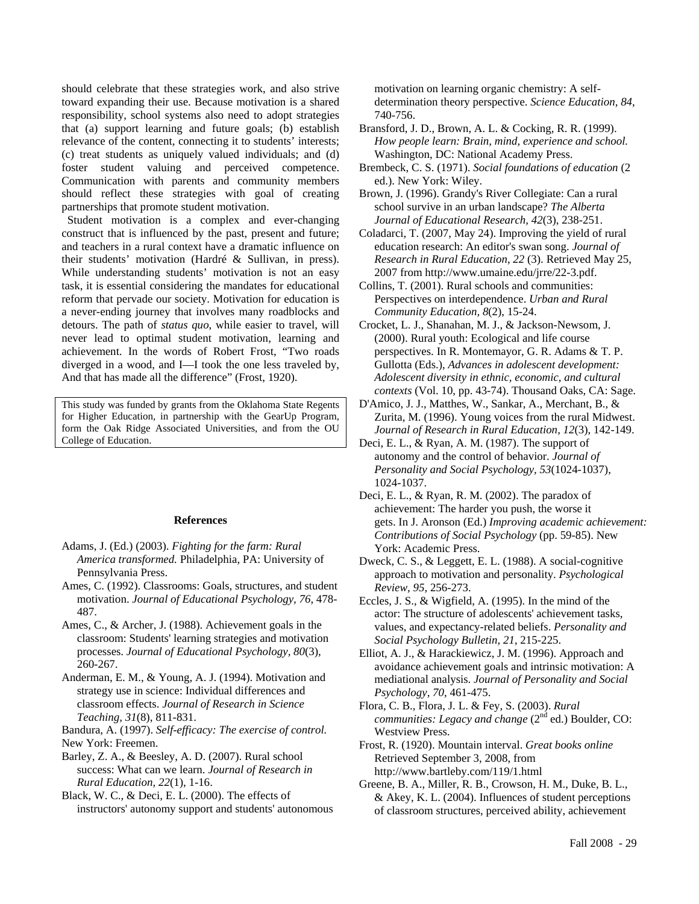should celebrate that these strategies work, and also strive toward expanding their use. Because motivation is a shared responsibility, school systems also need to adopt strategies that (a) support learning and future goals; (b) establish relevance of the content, connecting it to students' interests; (c) treat students as uniquely valued individuals; and (d) foster student valuing and perceived competence. Communication with parents and community members should reflect these strategies with goal of creating partnerships that promote student motivation.

Student motivation is a complex and ever-changing construct that is influenced by the past, present and future; and teachers in a rural context have a dramatic influence on their students' motivation (Hardré & Sullivan, in press). While understanding students' motivation is not an easy task, it is essential considering the mandates for educational reform that pervade our society. Motivation for education is a never-ending journey that involves many roadblocks and detours. The path of *status quo*, while easier to travel, will never lead to optimal student motivation, learning and achievement. In the words of Robert Frost, "Two roads diverged in a wood, and I—I took the one less traveled by, And that has made all the difference" (Frost, 1920).

This study was funded by grants from the Oklahoma State Regents for Higher Education, in partnership with the GearUp Program, form the Oak Ridge Associated Universities, and from the OU College of Education.

## References

Adams, J. (Ed.) (2003). *Fighting for the farm: Rural America transformed.* Philadelphia, PA: University of Pennsylvania Press.

Ames, C. (1992). Classrooms: Goals, structures, and student motivation. *Journal of Educational Psychology, 76,* 478-487.

Ames, C., & Archer, J. (1988). Achievement goals in the classroom: Students' learning strategies and motivation processes. *Journal of Educational Psychology, 80*(3), 260-267.

Anderman, E. M., & Young, A. J. (1994). Motivation and strategy use in science: Individual differences and classroom effects. *Journal of Research in Science Teaching, 31*(8), 811-831.

Bandura, A. (1997). *Self-efficacy: The exercise of control.* New York: Freemen.

Barley, Z. A., & Beesley, A. D. (2007). Rural school success: What can we learn. *Journal of Research in Rural Education, 22*(1), 1-16.

Black, W. C., & Deci, E. L. (2000). The effects of instructors' autonomy support and students' autonomous motivation on learning organic chemistry: A self-determination theory perspective. *Science Education, 84*, 740-756.

Bransford, J. D., Brown, A. L. & Cocking, R. R. (1999). *How people learn: Brain, mind, experience and school.* Washington, DC: National Academy Press.

Brembeck, C. S. (1971). *Social foundations of education* (2 ed.). New York: Wiley.

Brown, J. (1996). Grandy's River Collegiate: Can a rural school survive in an urban landscape? *The Alberta Journal of Educational Research, 42*(3), 238-251.

Coladarci, T. (2007, May 24). Improving the yield of rural education research: An editor's swan song. *Journal of Research in Rural Education, 22* (3). Retrieved May 25, 2007 from http://www.umaine.edu/jrre/22-3.pdf.

Collins, T. (2001). Rural schools and communities: Perspectives on interdependence. *Urban and Rural Community Education, 8*(2), 15-24.

Crocket, L. J., Shanahan, M. J., & Jackson-Newsom, J. (2000). Rural youth: Ecological and life course perspectives. In R. Montemayor, G. R. Adams & T. P. Gullotta (Eds.), *Advances in adolescent development: Adolescent diversity in ethnic, economic, and cultural contexts* (Vol. 10, pp. 43-74). Thousand Oaks, CA: Sage.

D'Amico, J. J., Matthes, W., Sankar, A., Merchant, B., & Zurita, M. (1996). Young voices from the rural Midwest. *Journal of Research in Rural Education, 12*(3), 142-149.

Deci, E. L., & Ryan, A. M. (1987). The support of autonomy and the control of behavior. *Journal of Personality and Social Psychology, 53*(1024-1037), 1024-1037.

Deci, E. L., & Ryan, R. M. (2002). The paradox of achievement: The harder you push, the worse it gets. In J. Aronson (Ed.) *Improving academic achievement: Contributions of Social Psychology* (pp. 59-85). New York: Academic Press.

Dweck, C. S., & Leggett, E. L. (1988). A social-cognitive approach to motivation and personality. *Psychological Review, 95*, 256-273.

Eccles, J. S., & Wigfield, A. (1995). In the mind of the actor: The structure of adolescents' achievement tasks, values, and expectancy-related beliefs. *Personality and Social Psychology Bulletin, 21*, 215-225.

Elliot, A. J., & Harackiewicz, J. M. (1996). Approach and avoidance achievement goals and intrinsic motivation: A mediational analysis. *Journal of Personality and Social Psychology, 70*, 461-475.

Flora, C. B., Flora, J. L. & Fey, S. (2003). *Rural communities: Legacy and change* (2nd ed.) Boulder, CO: Westview Press.

Frost, R. (1920). Mountain interval. *Great books online* Retrieved September 3, 2008, from http://www.bartleby.com/119/1.html

Greene, B. A., Miller, R. B., Crowson, H. M., Duke, B. L., & Akey, K. L. (2004). Influences of student perceptions of classroom structures, perceived ability, achievement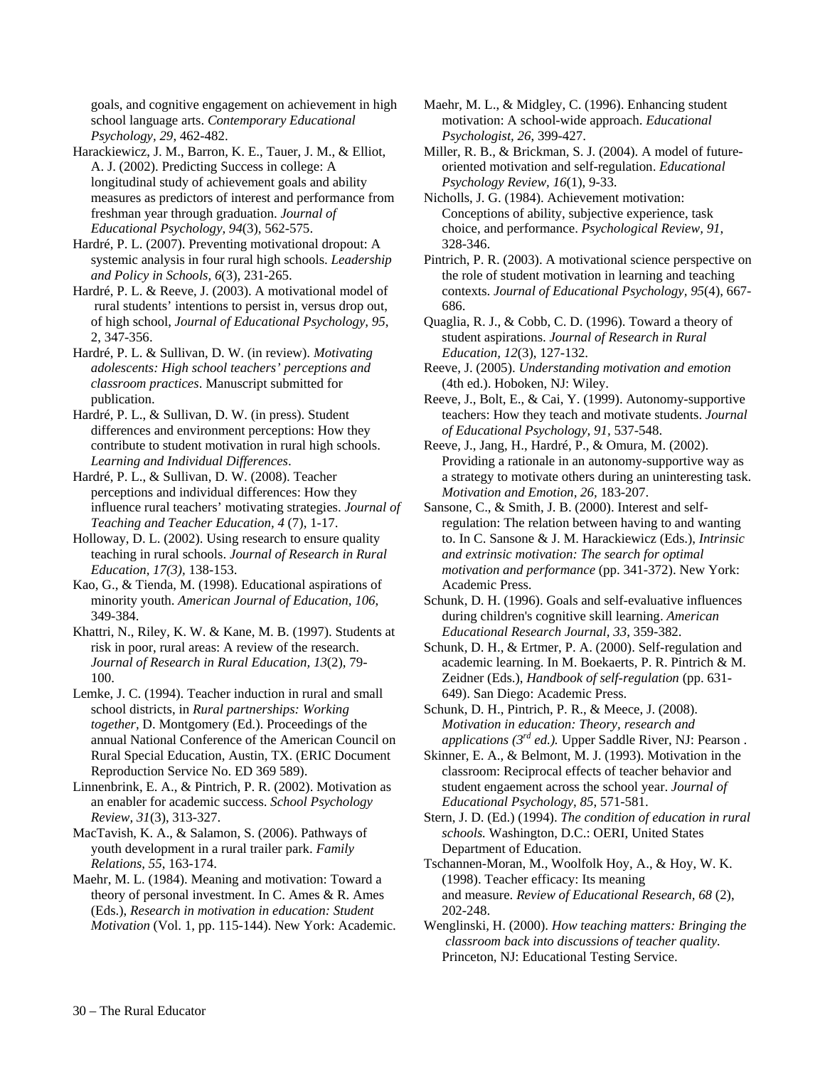goals, and cognitive engagement on achievement in high school language arts. *Contemporary Educational Psychology, 29*, 462-482.

Harackiewicz, J. M., Barron, K. E., Tauer, J. M., & Elliot, A. J. (2002). Predicting Success in college: A longitudinal study of achievement goals and ability measures as predictors of interest and performance from freshman year through graduation. *Journal of Educational Psychology, 94*(3), 562-575.

Hardré, P. L. (2007). Preventing motivational dropout: A systemic analysis in four rural high schools. *Leadership and Policy in Schools, 6*(3), 231-265.

Hardré, P. L. & Reeve, J. (2003). A motivational model of rural students' intentions to persist in, versus drop out, of high school, *Journal of Educational Psychology, 95*, 2, 347-356.

Hardré, P. L. & Sullivan, D. W. (in review). *Motivating adolescents: High school teachers' perceptions and classroom practices*. Manuscript submitted for publication.

Hardré, P. L., & Sullivan, D. W. (in press). Student differences and environment perceptions: How they contribute to student motivation in rural high schools. *Learning and Individual Differences*.

Hardré, P. L., & Sullivan, D. W. (2008). Teacher perceptions and individual differences: How they influence rural teachers' motivating strategies. *Journal of Teaching and Teacher Education, 4* (7), 1-17.

Holloway, D. L. (2002). Using research to ensure quality teaching in rural schools. *Journal of Research in Rural Education, 17(3),* 138-153.

Kao, G., & Tienda, M. (1998). Educational aspirations of minority youth. *American Journal of Education, 106*, 349-384.

Khattri, N., Riley, K. W. & Kane, M. B. (1997). Students at risk in poor, rural areas: A review of the research. *Journal of Research in Rural Education, 13*(2), 79-100.

Lemke, J. C. (1994). Teacher induction in rural and small school districts, in *Rural partnerships: Working together*, D. Montgomery (Ed.). Proceedings of the annual National Conference of the American Council on Rural Special Education, Austin, TX. (ERIC Document Reproduction Service No. ED 369 589).

Linnenbrink, E. A., & Pintrich, P. R. (2002). Motivation as an enabler for academic success. *School Psychology Review, 31*(3), 313-327.

MacTavish, K. A., & Salamon, S. (2006). Pathways of youth development in a rural trailer park. *Family Relations, 55*, 163-174.

Maehr, M. L. (1984). Meaning and motivation: Toward a theory of personal investment. In C. Ames & R. Ames (Eds.), *Research in motivation in education: Student Motivation* (Vol. 1, pp. 115-144). New York: Academic.

Maehr, M. L., & Midgley, C. (1996). Enhancing student motivation: A school-wide approach. *Educational Psychologist, 26*, 399-427.

Miller, R. B., & Brickman, S. J. (2004). A model of future-oriented motivation and self-regulation. *Educational Psychology Review, 16*(1), 9-33.

Nicholls, J. G. (1984). Achievement motivation: Conceptions of ability, subjective experience, task choice, and performance. *Psychological Review, 91*, 328-346.

Pintrich, P. R. (2003). A motivational science perspective on the role of student motivation in learning and teaching contexts. *Journal of Educational Psychology, 95*(4), 667-686.

Quaglia, R. J., & Cobb, C. D. (1996). Toward a theory of student aspirations. *Journal of Research in Rural Education, 12*(3), 127-132.

Reeve, J. (2005). *Understanding motivation and emotion* (4th ed.). Hoboken, NJ: Wiley.

Reeve, J., Bolt, E., & Cai, Y. (1999). Autonomy-supportive teachers: How they teach and motivate students. *Journal of Educational Psychology, 91*, 537-548.

Reeve, J., Jang, H., Hardré, P., & Omura, M. (2002). Providing a rationale in an autonomy-supportive way as a strategy to motivate others during an uninteresting task. *Motivation and Emotion, 26*, 183-207.

Sansone, C., & Smith, J. B. (2000). Interest and self-regulation: The relation between having to and wanting to. In C. Sansone & J. M. Harackiewicz (Eds.), *Intrinsic and extrinsic motivation: The search for optimal motivation and performance* (pp. 341-372). New York: Academic Press.

Schunk, D. H. (1996). Goals and self-evaluative influences during children's cognitive skill learning. *American Educational Research Journal, 33*, 359-382.

Schunk, D. H., & Ertmer, P. A. (2000). Self-regulation and academic learning. In M. Boekaerts, P. R. Pintrich & M. Zeidner (Eds.), *Handbook of self-regulation* (pp. 631-649). San Diego: Academic Press.

Schunk, D. H., Pintrich, P. R., & Meece, J. (2008). *Motivation in education: Theory, research and applications (3rd ed.).* Upper Saddle River, NJ: Pearson .

Skinner, E. A., & Belmont, M. J. (1993). Motivation in the classroom: Reciprocal effects of teacher behavior and student engaement across the school year. *Journal of Educational Psychology, 85*, 571-581.

Stern, J. D. (Ed.) (1994). *The condition of education in rural schools.* Washington, D.C.: OERI, United States Department of Education.

Tschannen-Moran, M., Woolfolk Hoy, A., & Hoy, W. K. (1998). Teacher efficacy: Its meaning and measure. *Review of Educational Research, 68* (2), 202-248.

Wenglinski, H. (2000). *How teaching matters: Bringing the classroom back into discussions of teacher quality*. Princeton, NJ: Educational Testing Service.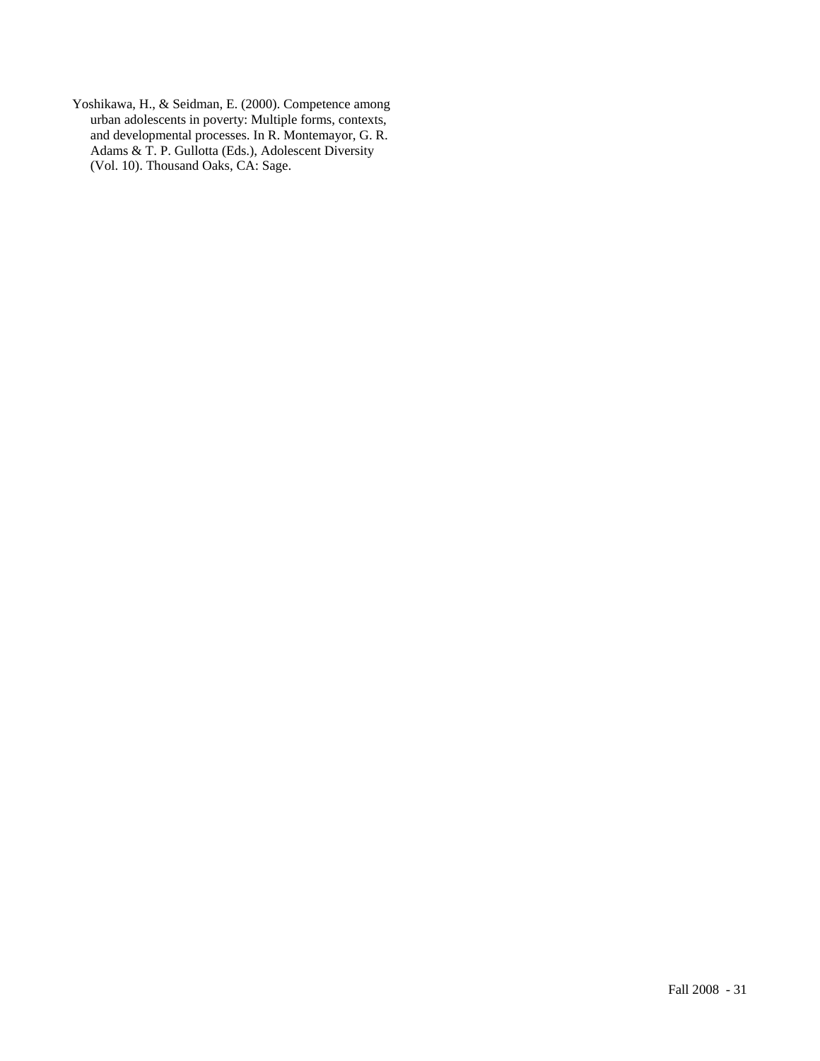Yoshikawa, H., & Seidman, E. (2000). Competence among urban adolescents in poverty: Multiple forms, contexts, and developmental processes. In R. Montemayor, G. R. Adams & T. P. Gullotta (Eds.), Adolescent Diversity (Vol. 10). Thousand Oaks, CA: Sage.